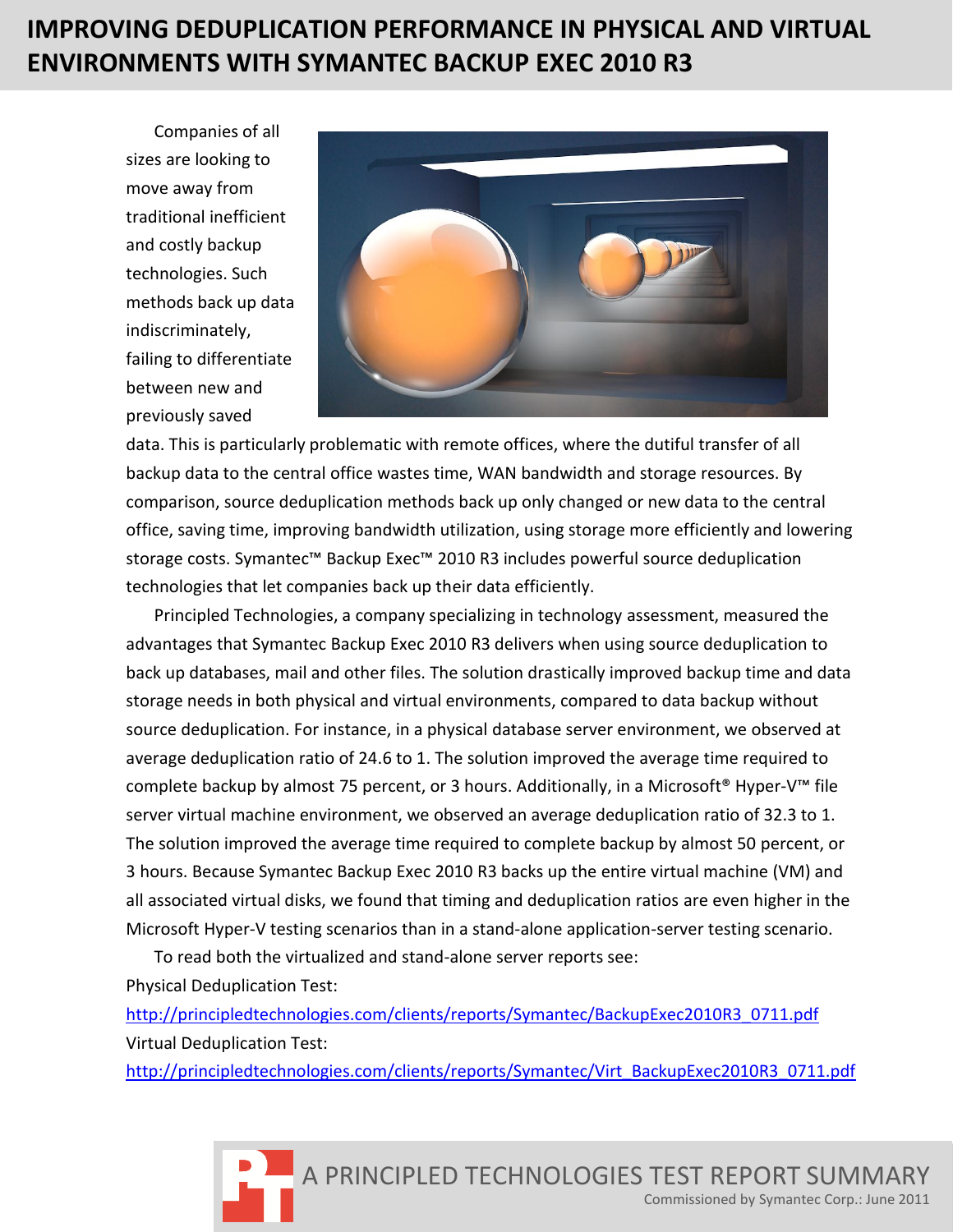# IMPROVING DEDUPLICATION PERFORMANCE IN PHYSICAL AND VIRTUAL ENVIRONMENTS WITH SYMANTEC BACKUP EXEC 2010 R3

Companies of all sizes are looking to move away from traditional inefficient and costly backup technologies. Such methods back up data indiscriminately, failing to differentiate between new and previously saved data. This is particularly problematic with remote offices, where the dutiful transfer of all backup data to the central office wastes time, WAN bandwidth and storage resources. By comparison, source deduplication methods back up only changed or new data to the central office, saving time, improving bandwidth utilization, using storage more efficiently and lowering storage costs. Symantec™ Backup Exec™ 2010 R3 includes powerful source deduplication technologies that let companies back up their data efficiently.

Principled Technologies, a company specializing in technology assessment, measured the advantages that Symantec Backup Exec 2010 R3 delivers when using source deduplication to back up databases, mail and other files. The solution drastically improved backup time and data storage needs in both physical and virtual environments, compared to data backup without source deduplication. For instance, in a physical database server environment, we observed at average deduplication ratio of 24.6 to 1. The solution improved the average time required to complete backup by almost 75 percent, or 3 hours. Additionally, in a Microsoft® Hyper-V™ file server virtual machine environment, we observed an average deduplication ratio of 32.3 to 1. The solution improved the average time required to complete backup by almost 50 percent, or 3 hours. Because Symantec Backup Exec 2010 R3 backs up the entire virtual machine (VM) and all associated virtual disks, we found that timing and deduplication ratios are even higher in the Microsoft Hyper-V testing scenarios than in a stand-alone application-server testing scenario.

To read both the virtualized and stand-alone server reports see:

Physical Deduplication Test:

http://principledtechnologies.com/clients/reports/Symantec/BackupExec2010R3_0711.pdf

Virtual Deduplication Test:

http://principledtechnologies.com/clients/reports/Symantec/Virt_BackupExec2010R3_0711.pdf

A PRINCIPLED TECHNOLOGIES TEST REPORT SUMMARY

Commissioned by Symantec Corp.: June 2011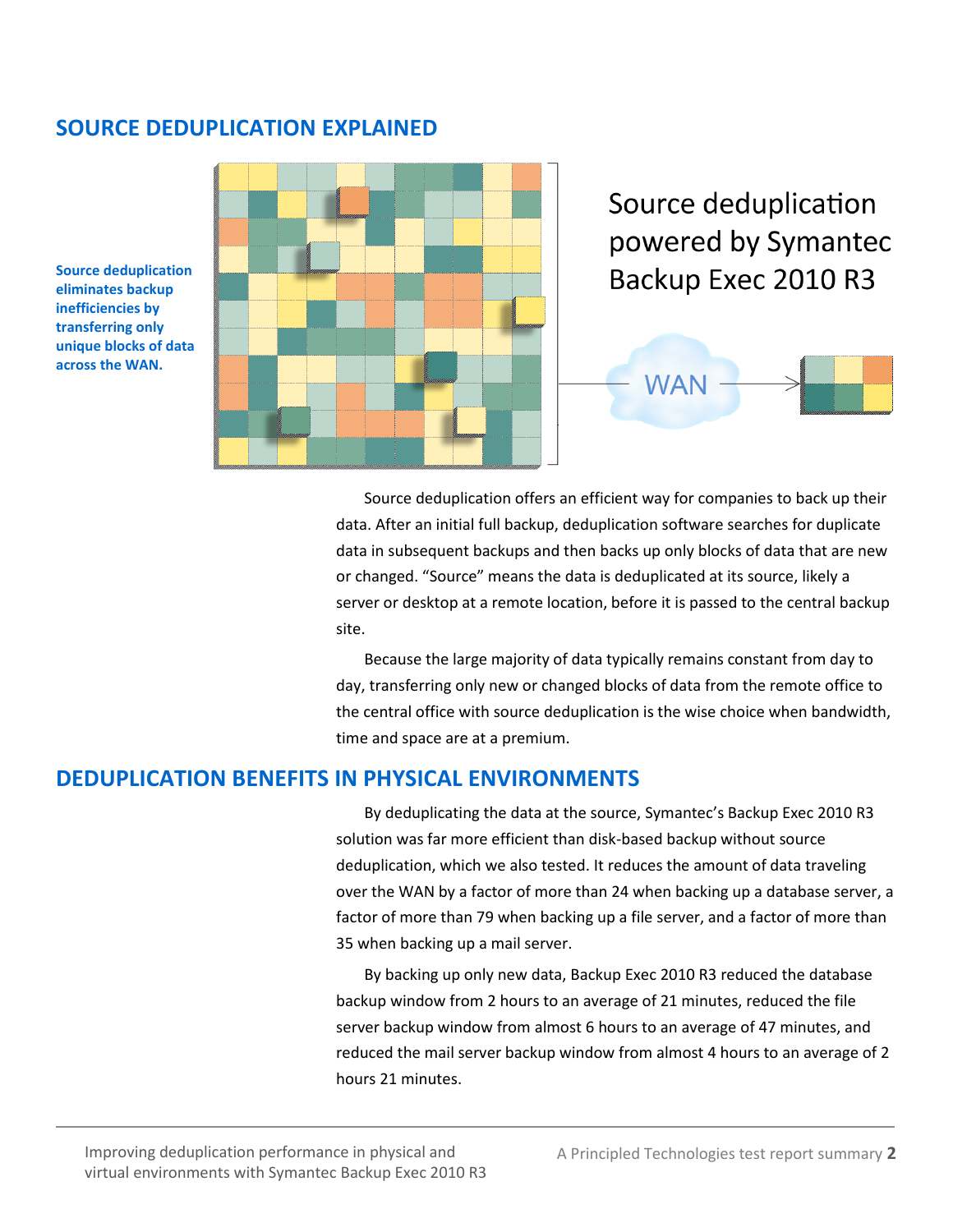## SOURCE DEDUPLICATION EXPLAINED

**Source deduplication eliminates backup inefficiencies by transferring only unique blocks of data across the WAN.**

Source deduplication powered by Symantec Backup Exec 2010 R3

WAN

Source deduplication offers an efficient way for companies to back up their data. After an initial full backup, deduplication software searches for duplicate data in subsequent backups and then backs up only blocks of data that are new or changed. "Source" means the data is deduplicated at its source, likely a server or desktop at a remote location, before it is passed to the central backup site.

Because the large majority of data typically remains constant from day to day, transferring only new or changed blocks of data from the remote office to the central office with source deduplication is the wise choice when bandwidth, time and space are at a premium.

## DEDUPLICATION BENEFITS IN PHYSICAL ENVIRONMENTS

By deduplicating the data at the source, Symantec's Backup Exec 2010 R3 solution was far more efficient than disk-based backup without source deduplication, which we also tested. It reduces the amount of data traveling over the WAN by a factor of more than 24 when backing up a database server, a factor of more than 79 when backing up a file server, and a factor of more than 35 when backing up a mail server.

By backing up only new data, Backup Exec 2010 R3 reduced the database backup window from 2 hours to an average of 21 minutes, reduced the file server backup window from almost 6 hours to an average of 47 minutes, and reduced the mail server backup window from almost 4 hours to an average of 2 hours 21 minutes.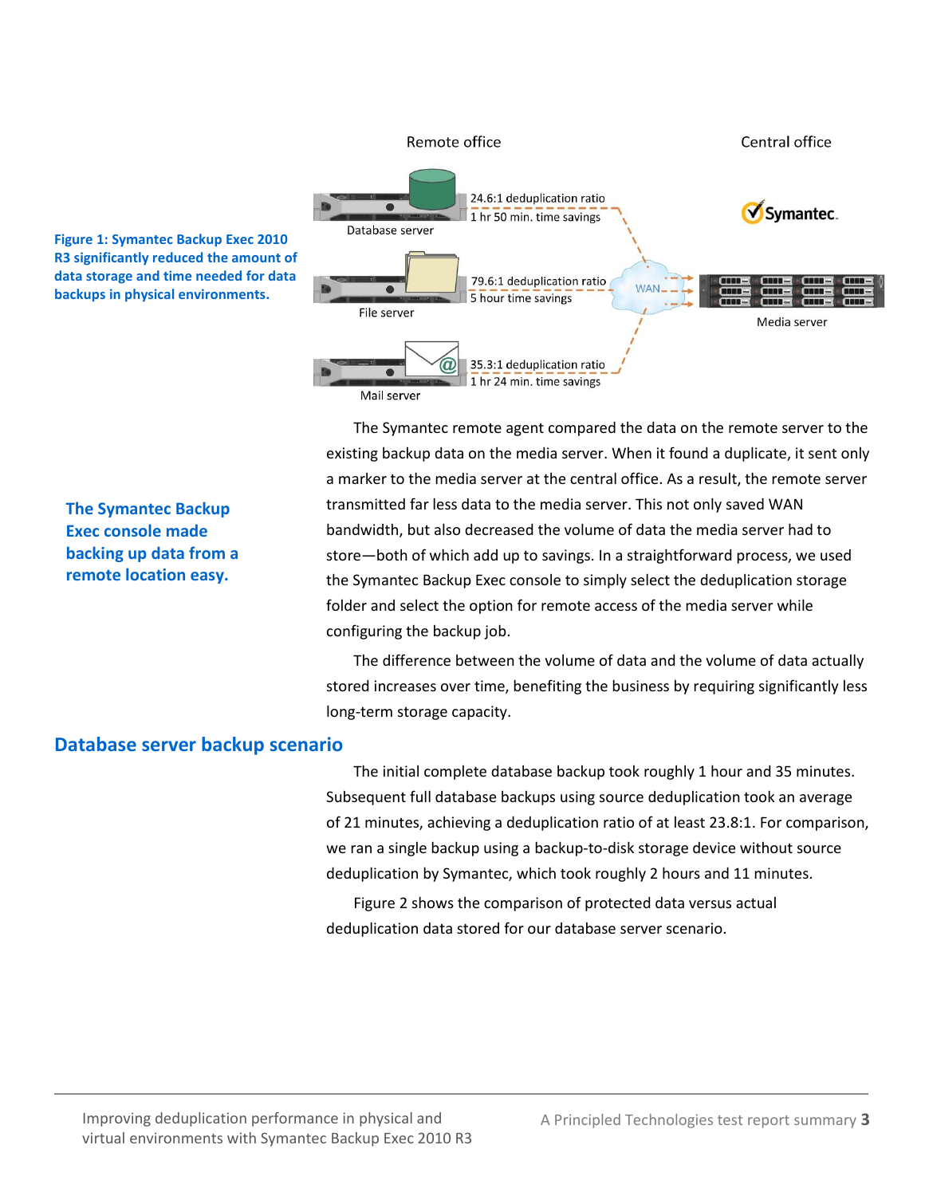Remote office

Central office

Database server — 24.6:1 deduplication ratio, 1 hr 50 min. time savings

File server — 79.6:1 deduplication ratio, 5 hour time savings

Mail server — 35.3:1 deduplication ratio, 1 hr 24 min. time savings

WAN

Symantec

Media server

**Figure 1: Symantec Backup Exec 2010 R3 significantly reduced the amount of data storage and time needed for data backups in physical environments.**

**The Symantec Backup Exec console made backing up data from a remote location easy.**

The Symantec remote agent compared the data on the remote server to the existing backup data on the media server. When it found a duplicate, it sent only a marker to the media server at the central office. As a result, the remote server transmitted far less data to the media server. This not only saved WAN bandwidth, but also decreased the volume of data the media server had to store—both of which add up to savings. In a straightforward process, we used the Symantec Backup Exec console to simply select the deduplication storage folder and select the option for remote access of the media server while configuring the backup job.

The difference between the volume of data and the volume of data actually stored increases over time, benefiting the business by requiring significantly less long-term storage capacity.

## Database server backup scenario

The initial complete database backup took roughly 1 hour and 35 minutes. Subsequent full database backups using source deduplication took an average of 21 minutes, achieving a deduplication ratio of at least 23.8:1. For comparison, we ran a single backup using a backup-to-disk storage device without source deduplication by Symantec, which took roughly 2 hours and 11 minutes.

Figure 2 shows the comparison of protected data versus actual deduplication data stored for our database server scenario.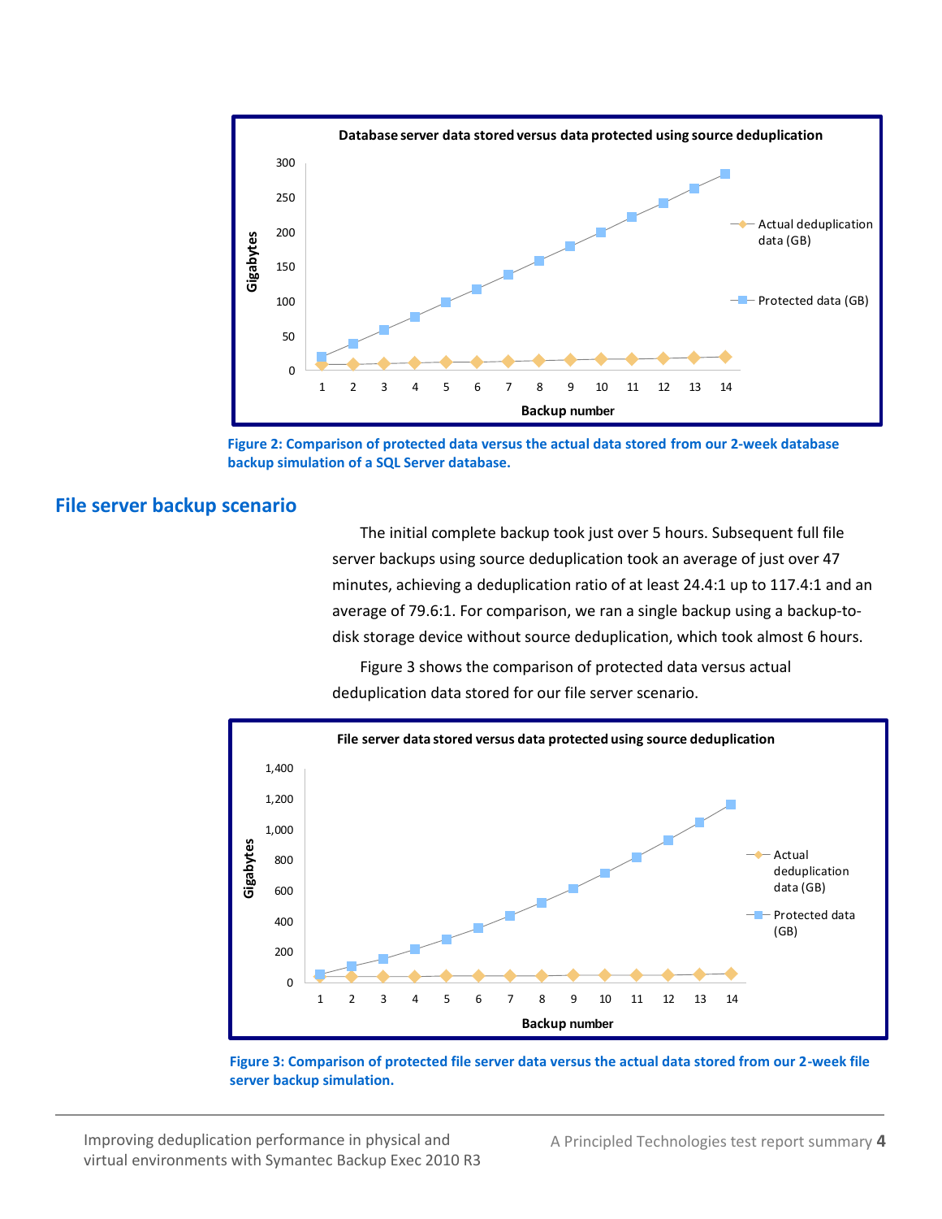Figure 2: Comparison of protected data versus the actual data stored from our 2-week database backup simulation of a SQL Server database.

## File server backup scenario

The initial complete backup took just over 5 hours. Subsequent full file server backups using source deduplication took an average of just over 47 minutes, achieving a deduplication ratio of at least 24.4:1 up to 117.4:1 and an average of 79.6:1. For comparison, we ran a single backup using a backup-to-disk storage device without source deduplication, which took almost 6 hours.

Figure 3 shows the comparison of protected data versus actual deduplication data stored for our file server scenario.

Figure 3: Comparison of protected file server data versus the actual data stored from our 2-week file server backup simulation.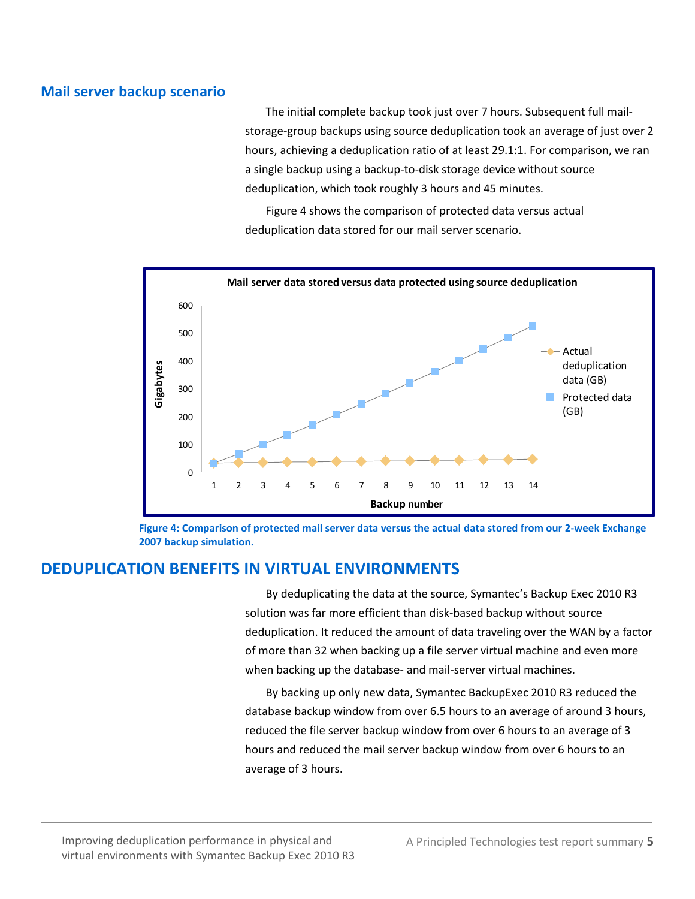## Mail server backup scenario

The initial complete backup took just over 7 hours. Subsequent full mail-storage-group backups using source deduplication took an average of just over 2 hours, achieving a deduplication ratio of at least 29.1:1. For comparison, we ran a single backup using a backup-to-disk storage device without source deduplication, which took roughly 3 hours and 45 minutes.

Figure 4 shows the comparison of protected data versus actual deduplication data stored for our mail server scenario.

**Figure 4: Comparison of protected mail server data versus the actual data stored from our 2-week Exchange 2007 backup simulation.**

# DEDUPLICATION BENEFITS IN VIRTUAL ENVIRONMENTS

By deduplicating the data at the source, Symantec's Backup Exec 2010 R3 solution was far more efficient than disk-based backup without source deduplication. It reduced the amount of data traveling over the WAN by a factor of more than 32 when backing up a file server virtual machine and even more when backing up the database- and mail-server virtual machines.

By backing up only new data, Symantec BackupExec 2010 R3 reduced the database backup window from over 6.5 hours to an average of around 3 hours, reduced the file server backup window from over 6 hours to an average of 3 hours and reduced the mail server backup window from over 6 hours to an average of 3 hours.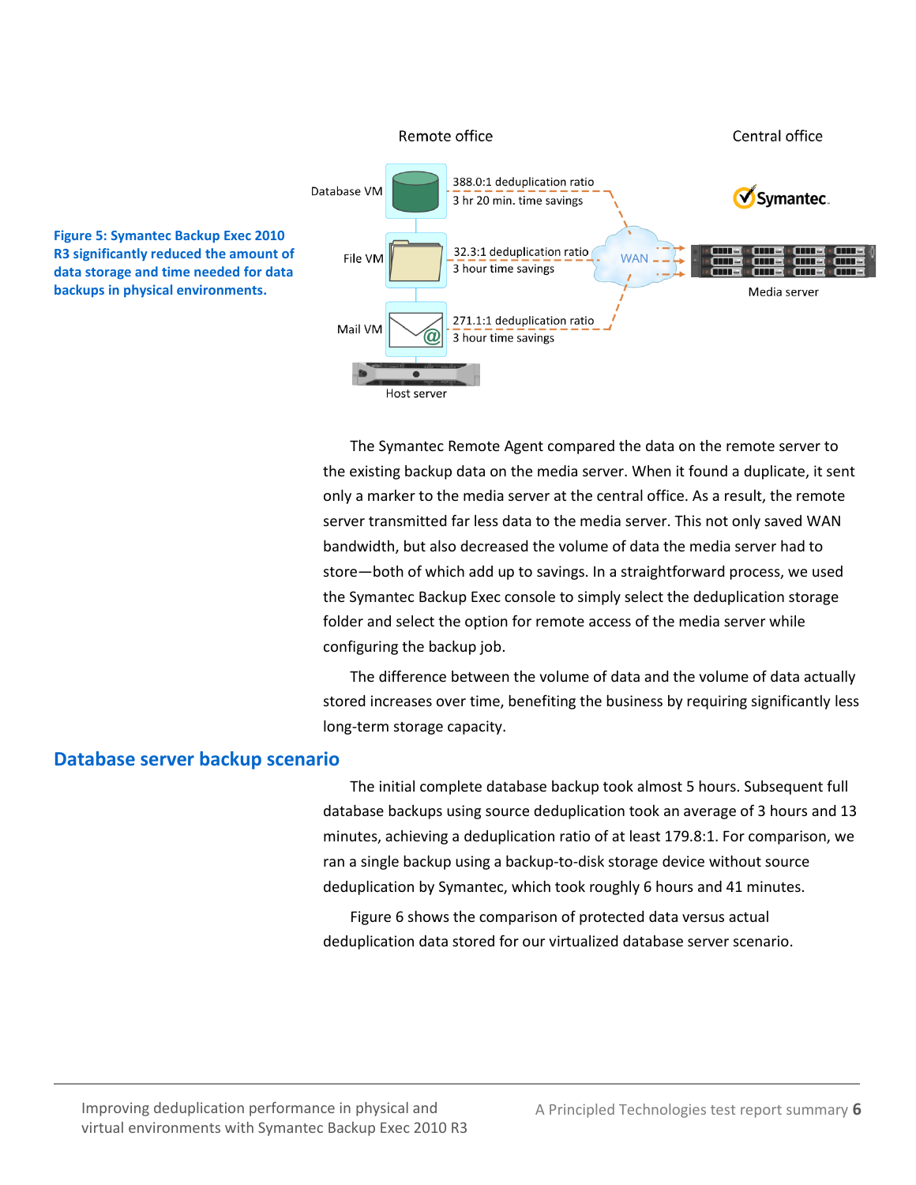Figure 5: Symantec Backup Exec 2010 R3 significantly reduced the amount of data storage and time needed for data backups in physical environments.

The Symantec Remote Agent compared the data on the remote server to the existing backup data on the media server. When it found a duplicate, it sent only a marker to the media server at the central office. As a result, the remote server transmitted far less data to the media server. This not only saved WAN bandwidth, but also decreased the volume of data the media server had to store—both of which add up to savings. In a straightforward process, we used the Symantec Backup Exec console to simply select the deduplication storage folder and select the option for remote access of the media server while configuring the backup job.

The difference between the volume of data and the volume of data actually stored increases over time, benefiting the business by requiring significantly less long-term storage capacity.

## Database server backup scenario

The initial complete database backup took almost 5 hours. Subsequent full database backups using source deduplication took an average of 3 hours and 13 minutes, achieving a deduplication ratio of at least 179.8:1. For comparison, we ran a single backup using a backup-to-disk storage device without source deduplication by Symantec, which took roughly 6 hours and 41 minutes.

Figure 6 shows the comparison of protected data versus actual deduplication data stored for our virtualized database server scenario.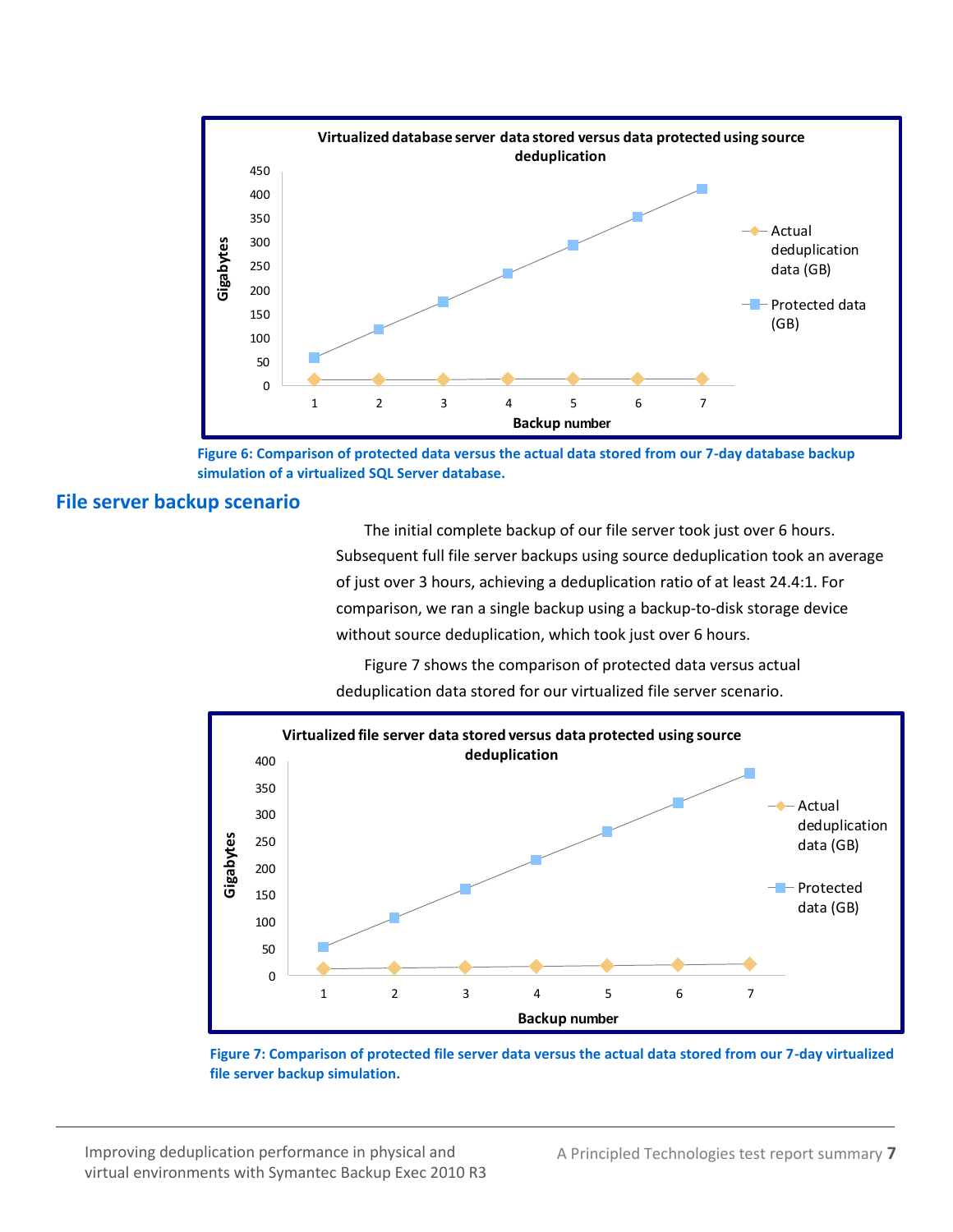Figure 6: Comparison of protected data versus the actual data stored from our 7-day database backup simulation of a virtualized SQL Server database.

## File server backup scenario

The initial complete backup of our file server took just over 6 hours. Subsequent full file server backups using source deduplication took an average of just over 3 hours, achieving a deduplication ratio of at least 24.4:1. For comparison, we ran a single backup using a backup-to-disk storage device without source deduplication, which took just over 6 hours.

Figure 7 shows the comparison of protected data versus actual deduplication data stored for our virtualized file server scenario.

Figure 7: Comparison of protected file server data versus the actual data stored from our 7-day virtualized file server backup simulation.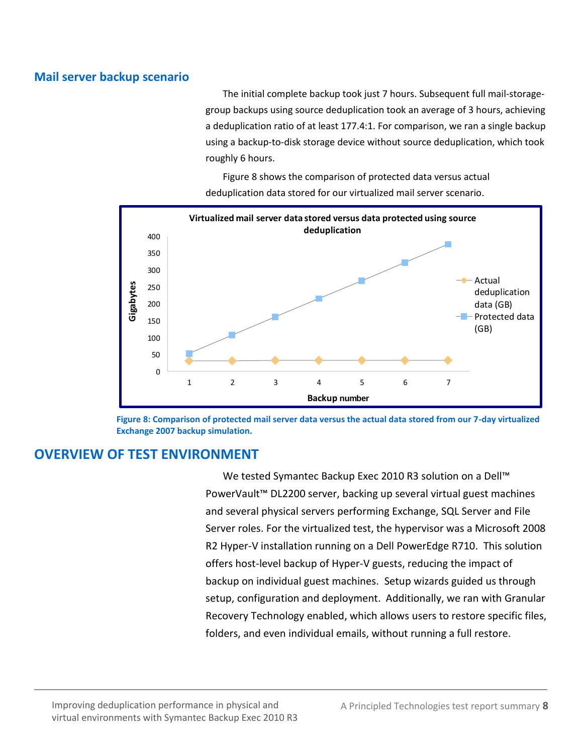## Mail server backup scenario

The initial complete backup took just 7 hours. Subsequent full mail-storage-group backups using source deduplication took an average of 3 hours, achieving a deduplication ratio of at least 177.4:1. For comparison, we ran a single backup using a backup-to-disk storage device without source deduplication, which took roughly 6 hours.

Figure 8 shows the comparison of protected data versus actual deduplication data stored for our virtualized mail server scenario.

**Virtualized mail server data stored versus data protected using source deduplication**

Figure 8: Comparison of protected mail server data versus the actual data stored from our 7-day virtualized Exchange 2007 backup simulation.

# OVERVIEW OF TEST ENVIRONMENT

We tested Symantec Backup Exec 2010 R3 solution on a Dell™ PowerVault™ DL2200 server, backing up several virtual guest machines and several physical servers performing Exchange, SQL Server and File Server roles. For the virtualized test, the hypervisor was a Microsoft 2008 R2 Hyper-V installation running on a Dell PowerEdge R710. This solution offers host-level backup of Hyper-V guests, reducing the impact of backup on individual guest machines. Setup wizards guided us through setup, configuration and deployment. Additionally, we ran with Granular Recovery Technology enabled, which allows users to restore specific files, folders, and even individual emails, without running a full restore.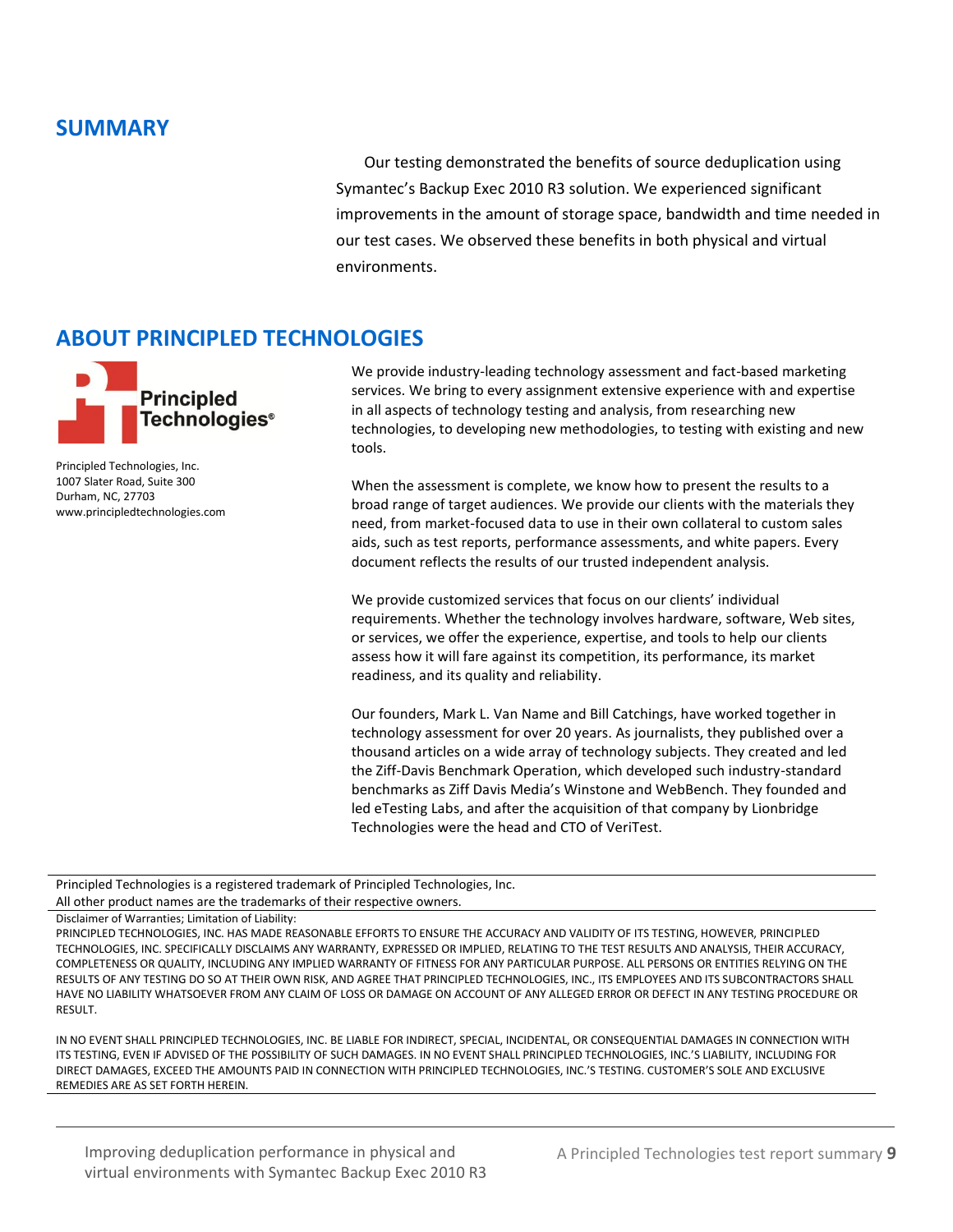## SUMMARY

Our testing demonstrated the benefits of source deduplication using Symantec's Backup Exec 2010 R3 solution. We experienced significant improvements in the amount of storage space, bandwidth and time needed in our test cases. We observed these benefits in both physical and virtual environments.

## ABOUT PRINCIPLED TECHNOLOGIES

Principled Technologies, Inc.
1007 Slater Road, Suite 300
Durham, NC, 27703
www.principledtechnologies.com

We provide industry-leading technology assessment and fact-based marketing services. We bring to every assignment extensive experience with and expertise in all aspects of technology testing and analysis, from researching new technologies, to developing new methodologies, to testing with existing and new tools.

When the assessment is complete, we know how to present the results to a broad range of target audiences. We provide our clients with the materials they need, from market-focused data to use in their own collateral to custom sales aids, such as test reports, performance assessments, and white papers. Every document reflects the results of our trusted independent analysis.

We provide customized services that focus on our clients' individual requirements. Whether the technology involves hardware, software, Web sites, or services, we offer the experience, expertise, and tools to help our clients assess how it will fare against its competition, its performance, its market readiness, and its quality and reliability.

Our founders, Mark L. Van Name and Bill Catchings, have worked together in technology assessment for over 20 years. As journalists, they published over a thousand articles on a wide array of technology subjects. They created and led the Ziff-Davis Benchmark Operation, which developed such industry-standard benchmarks as Ziff Davis Media's Winstone and WebBench. They founded and led eTesting Labs, and after the acquisition of that company by Lionbridge Technologies were the head and CTO of VeriTest.

Principled Technologies is a registered trademark of Principled Technologies, Inc.
All other product names are the trademarks of their respective owners.

Disclaimer of Warranties; Limitation of Liability:
PRINCIPLED TECHNOLOGIES, INC. HAS MADE REASONABLE EFFORTS TO ENSURE THE ACCURACY AND VALIDITY OF ITS TESTING, HOWEVER, PRINCIPLED TECHNOLOGIES, INC. SPECIFICALLY DISCLAIMS ANY WARRANTY, EXPRESSED OR IMPLIED, RELATING TO THE TEST RESULTS AND ANALYSIS, THEIR ACCURACY, COMPLETENESS OR QUALITY, INCLUDING ANY IMPLIED WARRANTY OF FITNESS FOR ANY PARTICULAR PURPOSE. ALL PERSONS OR ENTITIES RELYING ON THE RESULTS OF ANY TESTING DO SO AT THEIR OWN RISK, AND AGREE THAT PRINCIPLED TECHNOLOGIES, INC., ITS EMPLOYEES AND ITS SUBCONTRACTORS SHALL HAVE NO LIABILITY WHATSOEVER FROM ANY CLAIM OF LOSS OR DAMAGE ON ACCOUNT OF ANY ALLEGED ERROR OR DEFECT IN ANY TESTING PROCEDURE OR RESULT.

IN NO EVENT SHALL PRINCIPLED TECHNOLOGIES, INC. BE LIABLE FOR INDIRECT, SPECIAL, INCIDENTAL, OR CONSEQUENTIAL DAMAGES IN CONNECTION WITH ITS TESTING, EVEN IF ADVISED OF THE POSSIBILITY OF SUCH DAMAGES. IN NO EVENT SHALL PRINCIPLED TECHNOLOGIES, INC.'S LIABILITY, INCLUDING FOR DIRECT DAMAGES, EXCEED THE AMOUNTS PAID IN CONNECTION WITH PRINCIPLED TECHNOLOGIES, INC.'S TESTING. CUSTOMER'S SOLE AND EXCLUSIVE REMEDIES ARE AS SET FORTH HEREIN.